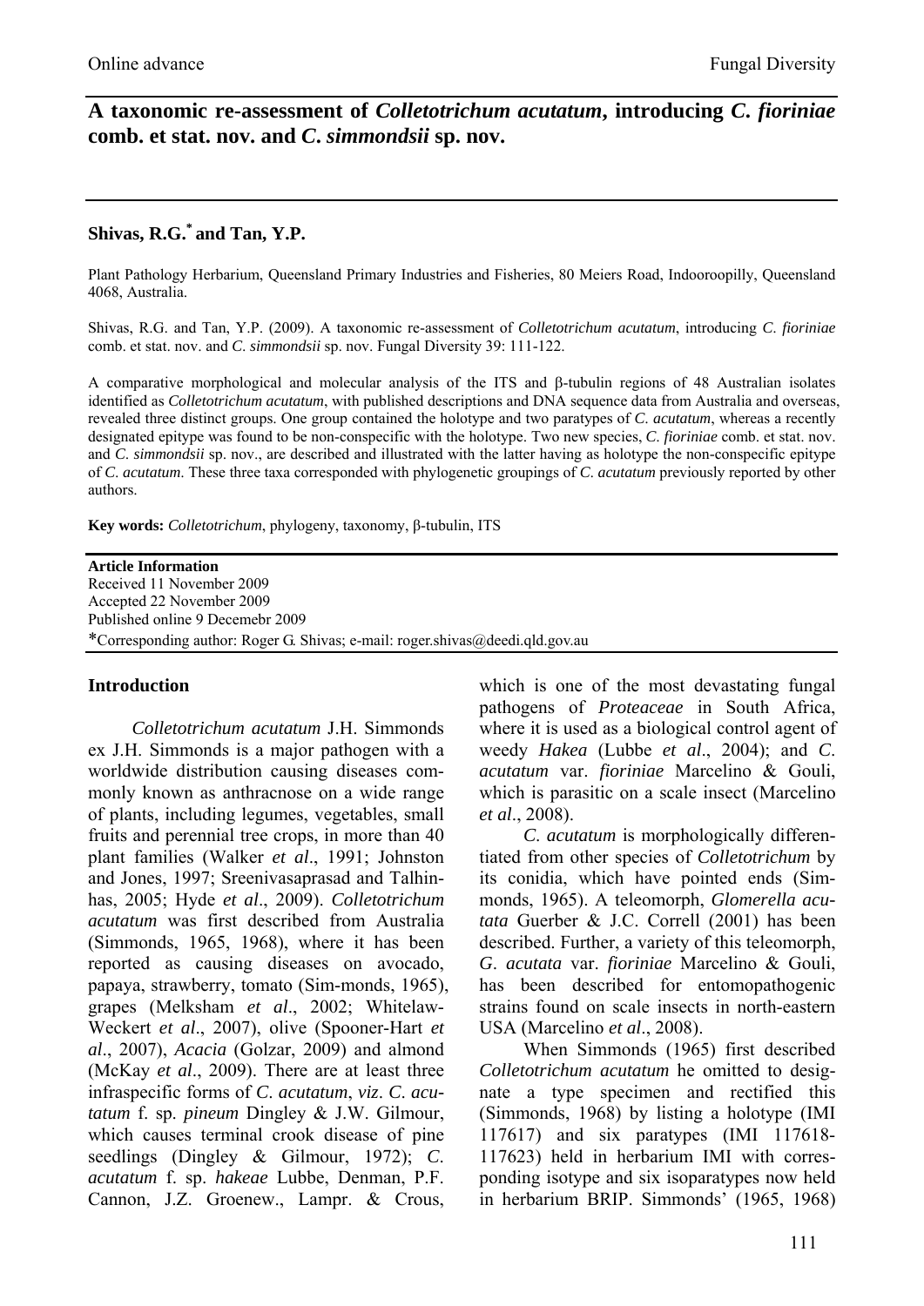# A taxonomic re-assessment of *Colletotrichum acutatum*, introducing *C. fioriniae* comb. et stat. nov. and *C. simmondsii* sp. nov.

**Shivas, R.G.*** **and Tan, Y.P.**

Plant Pathology Herbarium, Queensland Primary Industries and Fisheries, 80 Meiers Road, Indooroopilly, Queensland 4068, Australia.

Shivas, R.G. and Tan, Y.P. (2009). A taxonomic re-assessment of *Colletotrichum acutatum*, introducing *C. fioriniae* comb. et stat. nov. and *C. simmondsii* sp. nov. Fungal Diversity 39: 111-122.

A comparative morphological and molecular analysis of the ITS and β-tubulin regions of 48 Australian isolates identified as *Colletotrichum acutatum*, with published descriptions and DNA sequence data from Australia and overseas, revealed three distinct groups. One group contained the holotype and two paratypes of *C. acutatum*, whereas a recently designated epitype was found to be non-conspecific with the holotype. Two new species, *C. fioriniae* comb. et stat. nov. and *C. simmondsii* sp. nov., are described and illustrated with the latter having as holotype the non-conspecific epitype of *C. acutatum*. These three taxa corresponded with phylogenetic groupings of *C. acutatum* previously reported by other authors.

**Key words:** *Colletotrichum*, phylogeny, taxonomy, β-tubulin, ITS

**Article Information**
Received 11 November 2009
Accepted 22 November 2009
Published online 9 Decemebr 2009
*Corresponding author: Roger G. Shivas; e-mail: roger.shivas@deedi.qld.gov.au

## Introduction

*Colletotrichum acutatum* J.H. Simmonds ex J.H. Simmonds is a major pathogen with a worldwide distribution causing diseases commonly known as anthracnose on a wide range of plants, including legumes, vegetables, small fruits and perennial tree crops, in more than 40 plant families (Walker *et al*., 1991; Johnston and Jones, 1997; Sreenivasaprasad and Talhinhas, 2005; Hyde *et al*., 2009). *Colletotrichum acutatum* was first described from Australia (Simmonds, 1965, 1968), where it has been reported as causing diseases on avocado, papaya, strawberry, tomato (Simmonds, 1965), grapes (Melksham *et al*., 2002; Whitelaw-Weckert *et al*., 2007), olive (Spooner-Hart *et al*., 2007), *Acacia* (Golzar, 2009) and almond (McKay *et al*., 2009). There are at least three infraspecific forms of *C. acutatum*, *viz*. *C. acutatum* f. sp. *pineum* Dingley & J.W. Gilmour, which causes terminal crook disease of pine seedlings (Dingley & Gilmour, 1972); *C. acutatum* f. sp. *hakeae* Lubbe, Denman, P.F. Cannon, J.Z. Groenew., Lampr. & Crous, which is one of the most devastating fungal pathogens of *Proteaceae* in South Africa, where it is used as a biological control agent of weedy *Hakea* (Lubbe *et al*., 2004); and *C. acutatum* var. *fioriniae* Marcelino & Gouli, which is parasitic on a scale insect (Marcelino *et al*., 2008).

*C. acutatum* is morphologically differentiated from other species of *Colletotrichum* by its conidia, which have pointed ends (Simmonds, 1965). A teleomorph, *Glomerella acutata* Guerber & J.C. Correll (2001) has been described. Further, a variety of this teleomorph, *G. acutata* var. *fioriniae* Marcelino & Gouli, has been described for entomopathogenic strains found on scale insects in north-eastern USA (Marcelino *et al*., 2008).

When Simmonds (1965) first described *Colletotrichum acutatum* he omitted to designate a type specimen and rectified this (Simmonds, 1968) by listing a holotype (IMI 117617) and six paratypes (IMI 117618-117623) held in herbarium IMI with corresponding isotype and six isoparatypes now held in herbarium BRIP. Simmonds' (1965, 1968)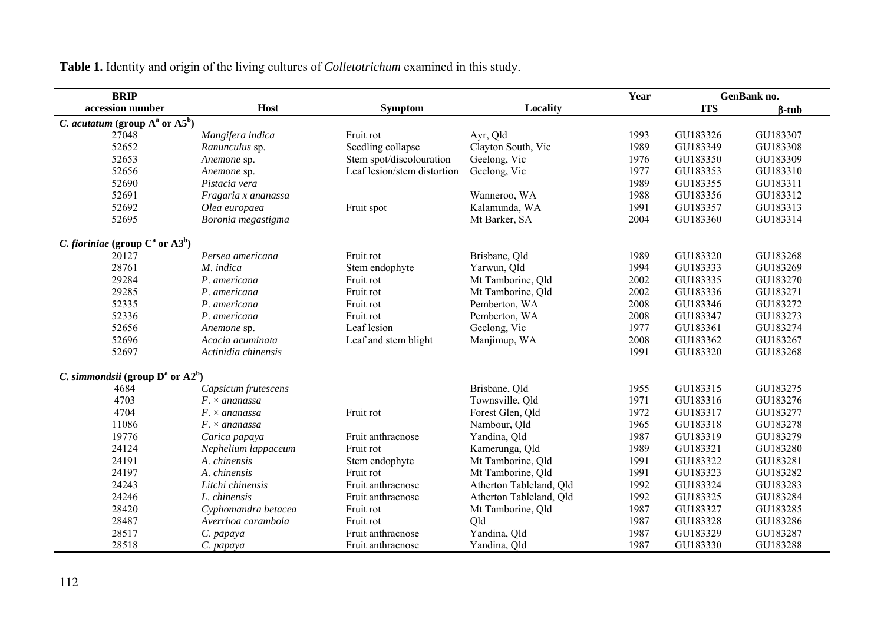**Table 1.** Identity and origin of the living cultures of *Colletotrichum* examined in this study.

| BRIP accession number | Host | Symptom | Locality | Year | GenBank no. | |
|---|---|---|---|---|---|---|
| | | | | | ITS | β-tub |
| ***C. acutatum*** **(group A[a] or A5[b])** | | | | | | |
| 27048 | *Mangifera indica* | Fruit rot | Ayr, Qld | 1993 | GU183326 | GU183307 |
| 52652 | *Ranunculus* sp. | Seedling collapse | Clayton South, Vic | 1989 | GU183349 | GU183308 |
| 52653 | *Anemone* sp. | Stem spot/discolouration | Geelong, Vic | 1976 | GU183350 | GU183309 |
| 52656 | *Anemone* sp. | Leaf lesion/stem distortion | Geelong, Vic | 1977 | GU183353 | GU183310 |
| 52690 | *Pistacia vera* | | | 1989 | GU183355 | GU183311 |
| 52691 | *Fragaria x ananassa* | | Wanneroo, WA | 1988 | GU183356 | GU183312 |
| 52692 | *Olea europaea* | Fruit spot | Kalamunda, WA | 1991 | GU183357 | GU183313 |
| 52695 | *Boronia megastigma* | | Mt Barker, SA | 2004 | GU183360 | GU183314 |
| ***C. fioriniae*** **(group C[a] or A3[b])** | | | | | | |
| 20127 | *Persea americana* | Fruit rot | Brisbane, Qld | 1989 | GU183320 | GU183268 |
| 28761 | *M. indica* | Stem endophyte | Yarwun, Qld | 1994 | GU183333 | GU183269 |
| 29284 | *P. americana* | Fruit rot | Mt Tamborine, Qld | 2002 | GU183335 | GU183270 |
| 29285 | *P. americana* | Fruit rot | Mt Tamborine, Qld | 2002 | GU183336 | GU183271 |
| 52335 | *P. americana* | Fruit rot | Pemberton, WA | 2008 | GU183346 | GU183272 |
| 52336 | *P. americana* | Fruit rot | Pemberton, WA | 2008 | GU183347 | GU183273 |
| 52656 | *Anemone* sp. | Leaf lesion | Geelong, Vic | 1977 | GU183361 | GU183274 |
| 52696 | *Acacia acuminata* | Leaf and stem blight | Manjimup, WA | 2008 | GU183362 | GU183267 |
| 52697 | *Actinidia chinensis* | | | 1991 | GU183320 | GU183268 |
| ***C. simmondsii*** **(group D[a] or A2[b])** | | | | | | |
| 4684 | *Capsicum frutescens* | | Brisbane, Qld | 1955 | GU183315 | GU183275 |
| 4703 | *F.* × *ananassa* | | Townsville, Qld | 1971 | GU183316 | GU183276 |
| 4704 | *F.* × *ananassa* | Fruit rot | Forest Glen, Qld | 1972 | GU183317 | GU183277 |
| 11086 | *F.* × *ananassa* | | Nambour, Qld | 1965 | GU183318 | GU183278 |
| 19776 | *Carica papaya* | Fruit anthracnose | Yandina, Qld | 1987 | GU183319 | GU183279 |
| 24124 | *Nephelium lappaceum* | Fruit rot | Kamerunga, Qld | 1989 | GU183321 | GU183280 |
| 24191 | *A. chinensis* | Stem endophyte | Mt Tamborine, Qld | 1991 | GU183322 | GU183281 |
| 24197 | *A. chinensis* | Fruit rot | Mt Tamborine, Qld | 1991 | GU183323 | GU183282 |
| 24243 | *Litchi chinensis* | Fruit anthracnose | Atherton Tableland, Qld | 1992 | GU183324 | GU183283 |
| 24246 | *L. chinensis* | Fruit anthracnose | Atherton Tableland, Qld | 1992 | GU183325 | GU183284 |
| 28420 | *Cyphomandra betacea* | Fruit rot | Mt Tamborine, Qld | 1987 | GU183327 | GU183285 |
| 28487 | *Averrhoa carambola* | Fruit rot | Qld | 1987 | GU183328 | GU183286 |
| 28517 | *C. papaya* | Fruit anthracnose | Yandina, Qld | 1987 | GU183329 | GU183287 |
| 28518 | *C. papaya* | Fruit anthracnose | Yandina, Qld | 1987 | GU183330 | GU183288 |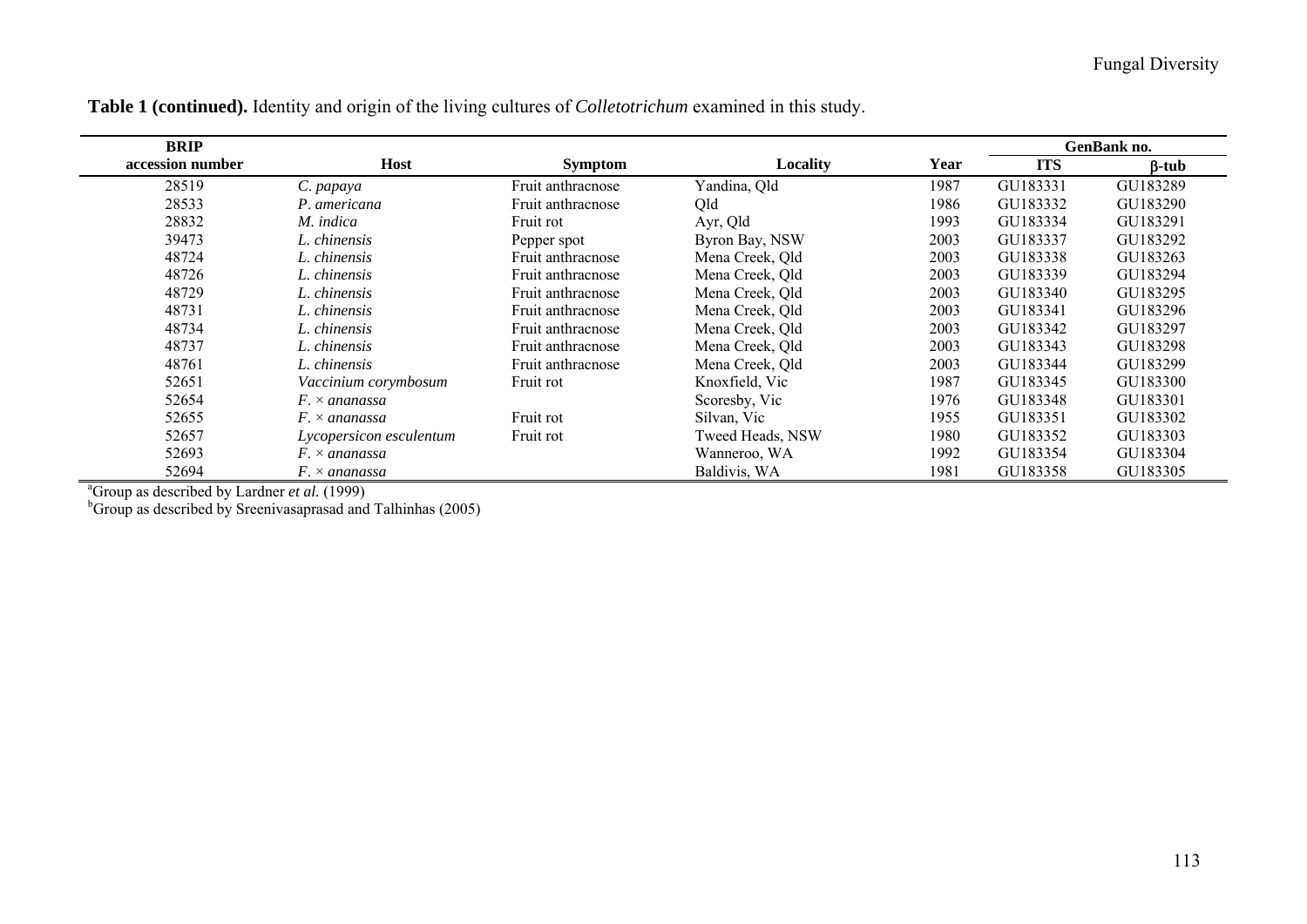**Table 1 (continued).** Identity and origin of the living cultures of *Colletotrichum* examined in this study.

| BRIP accession number | Host | Symptom | Locality | Year | GenBank no. | |
|---|---|---|---|---|---|---|
| | | | | | ITS | β-tub |
| 28519 | *C. papaya* | Fruit anthracnose | Yandina, Qld | 1987 | GU183331 | GU183289 |
| 28533 | *P. americana* | Fruit anthracnose | Qld | 1986 | GU183332 | GU183290 |
| 28832 | *M. indica* | Fruit rot | Ayr, Qld | 1993 | GU183334 | GU183291 |
| 39473 | *L. chinensis* | Pepper spot | Byron Bay, NSW | 2003 | GU183337 | GU183292 |
| 48724 | *L. chinensis* | Fruit anthracnose | Mena Creek, Qld | 2003 | GU183338 | GU183263 |
| 48726 | *L. chinensis* | Fruit anthracnose | Mena Creek, Qld | 2003 | GU183339 | GU183294 |
| 48729 | *L. chinensis* | Fruit anthracnose | Mena Creek, Qld | 2003 | GU183340 | GU183295 |
| 48731 | *L. chinensis* | Fruit anthracnose | Mena Creek, Qld | 2003 | GU183341 | GU183296 |
| 48734 | *L. chinensis* | Fruit anthracnose | Mena Creek, Qld | 2003 | GU183342 | GU183297 |
| 48737 | *L. chinensis* | Fruit anthracnose | Mena Creek, Qld | 2003 | GU183343 | GU183298 |
| 48761 | *L. chinensis* | Fruit anthracnose | Mena Creek, Qld | 2003 | GU183344 | GU183299 |
| 52651 | *Vaccinium corymbosum* | Fruit rot | Knoxfield, Vic | 1987 | GU183345 | GU183300 |
| 52654 | *F.* × *ananassa* | | Scoresby, Vic | 1976 | GU183348 | GU183301 |
| 52655 | *F.* × *ananassa* | Fruit rot | Silvan, Vic | 1955 | GU183351 | GU183302 |
| 52657 | *Lycopersicon esculentum* | Fruit rot | Tweed Heads, NSW | 1980 | GU183352 | GU183303 |
| 52693 | *F.* × *ananassa* | | Wanneroo, WA | 1992 | GU183354 | GU183304 |
| 52694 | *F.* × *ananassa* | | Baldivis, WA | 1981 | GU183358 | GU183305 |

[a]Group as described by Lardner *et al.* (1999)
[b]Group as described by Sreenivasaprasad and Talhinhas (2005)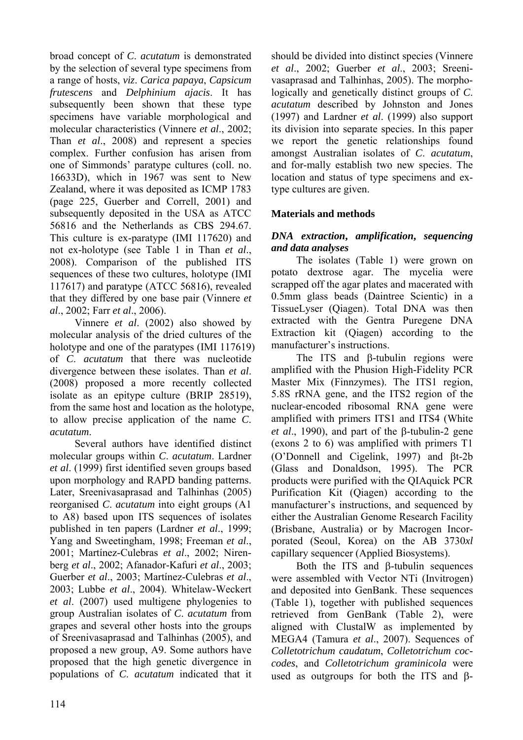broad concept of *C. acutatum* is demonstrated by the selection of several type specimens from a range of hosts, *viz*. *Carica papaya*, *Capsicum frutescens* and *Delphinium ajacis*. It has subsequently been shown that these type specimens have variable morphological and molecular characteristics (Vinnere *et al*., 2002; Than *et al*., 2008) and represent a species complex. Further confusion has arisen from one of Simmonds' paratype cultures (coll. no. 16633D), which in 1967 was sent to New Zealand, where it was deposited as ICMP 1783 (page 225, Guerber and Correll, 2001) and subsequently deposited in the USA as ATCC 56816 and the Netherlands as CBS 294.67. This culture is ex-paratype (IMI 117620) and not ex-holotype (see Table 1 in Than *et al*., 2008). Comparison of the published ITS sequences of these two cultures, holotype (IMI 117617) and paratype (ATCC 56816), revealed that they differed by one base pair (Vinnere *et al*., 2002; Farr *et al*., 2006).

Vinnere *et al*. (2002) also showed by molecular analysis of the dried cultures of the holotype and one of the paratypes (IMI 117619) of *C. acutatum* that there was nucleotide divergence between these isolates. Than *et al*. (2008) proposed a more recently collected isolate as an epitype culture (BRIP 28519), from the same host and location as the holotype, to allow precise application of the name *C. acutatum*.

Several authors have identified distinct molecular groups within *C. acutatum*. Lardner *et al*. (1999) first identified seven groups based upon morphology and RAPD banding patterns. Later, Sreenivasaprasad and Talhinhas (2005) reorganised *C. acutatum* into eight groups (A1 to A8) based upon ITS sequences of isolates published in ten papers (Lardner *et al*., 1999; Yang and Sweetingham, 1998; Freeman *et al*., 2001; Martínez-Culebras *et al*., 2002; Nirenberg *et al*., 2002; Afanador-Kafuri *et al*., 2003; Guerber *et al*., 2003; Martínez-Culebras *et al*., 2003; Lubbe *et al*., 2004). Whitelaw-Weckert *et al*. (2007) used multigene phylogenies to group Australian isolates of *C. acutatum* from grapes and several other hosts into the groups of Sreenivasaprasad and Talhinhas (2005), and proposed a new group, A9. Some authors have proposed that the high genetic divergence in populations of *C. acutatum* indicated that it should be divided into distinct species (Vinnere *et al*., 2002; Guerber *et al*., 2003; Sreenivasaprasad and Talhinhas, 2005). The morphologically and genetically distinct groups of *C. acutatum* described by Johnston and Jones (1997) and Lardner *et al*. (1999) also support its division into separate species. In this paper we report the genetic relationships found amongst Australian isolates of *C. acutatum*, and for-mally establish two new species. The location and status of type specimens and ex-type cultures are given.

## Materials and methods

### *DNA extraction, amplification, sequencing and data analyses*

The isolates (Table 1) were grown on potato dextrose agar. The mycelia were scrapped off the agar plates and macerated with 0.5mm glass beads (Daintree Scientic) in a TissueLyser (Qiagen). Total DNA was then extracted with the Gentra Puregene DNA Extraction kit (Qiagen) according to the manufacturer's instructions.

The ITS and β-tubulin regions were amplified with the Phusion High-Fidelity PCR Master Mix (Finnzymes). The ITS1 region, 5.8S rRNA gene, and the ITS2 region of the nuclear-encoded ribosomal RNA gene were amplified with primers ITS1 and ITS4 (White *et al*., 1990), and part of the β-tubulin-2 gene (exons 2 to 6) was amplified with primers T1 (O'Donnell and Cigelink, 1997) and βt-2b (Glass and Donaldson, 1995). The PCR products were purified with the QIAquick PCR Purification Kit (Qiagen) according to the manufacturer's instructions, and sequenced by either the Australian Genome Research Facility (Brisbane, Australia) or by Macrogen Incorporated (Seoul, Korea) on the AB 3730*xl* capillary sequencer (Applied Biosystems).

Both the ITS and β-tubulin sequences were assembled with Vector NTi (Invitrogen) and deposited into GenBank. These sequences (Table 1), together with published sequences retrieved from GenBank (Table 2), were aligned with ClustalW as implemented by MEGA4 (Tamura *et al*., 2007). Sequences of *Colletotrichum caudatum*, *Colletotrichum coccodes*, and *Colletotrichum graminicola* were used as outgroups for both the ITS and β-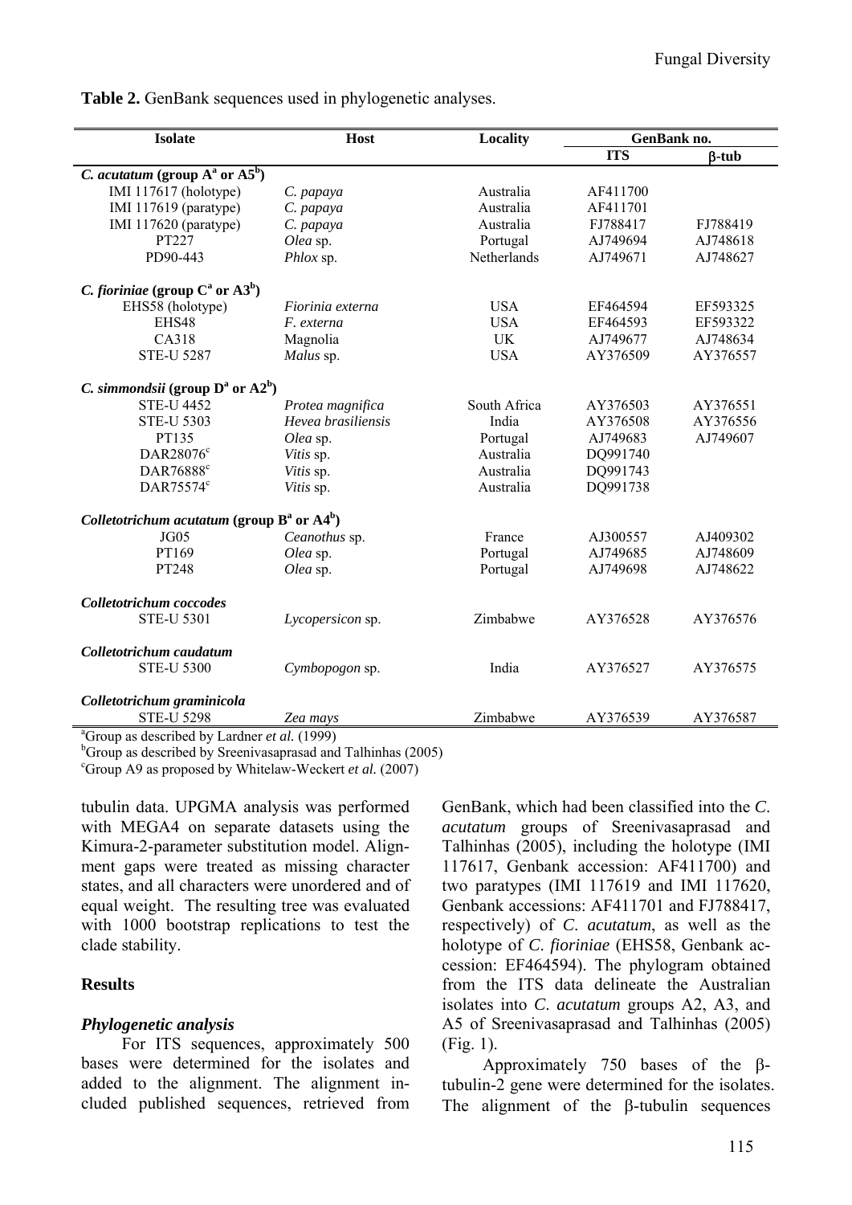**Table 2.** GenBank sequences used in phylogenetic analyses.

| Isolate | Host | Locality | GenBank no. | |
|---|---|---|---|---|
| | | | ITS | β-tub |
| ***C. acutatum* (group A[a] or A5[b])** | | | | |
| IMI 117617 (holotype) | *C. papaya* | Australia | AF411700 | |
| IMI 117619 (paratype) | *C. papaya* | Australia | AF411701 | |
| IMI 117620 (paratype) | *C. papaya* | Australia | FJ788417 | FJ788419 |
| PT227 | *Olea* sp. | Portugal | AJ749694 | AJ748618 |
| PD90-443 | *Phlox* sp. | Netherlands | AJ749671 | AJ748627 |
| ***C. fioriniae* (group C[a] or A3[b])** | | | | |
| EHS58 (holotype) | *Fiorinia externa* | USA | EF464594 | EF593325 |
| EHS48 | *F. externa* | USA | EF464593 | EF593322 |
| CA318 | Magnolia | UK | AJ749677 | AJ748634 |
| STE-U 5287 | *Malus* sp. | USA | AY376509 | AY376557 |
| ***C. simmondsii* (group D[a] or A2[b])** | | | | |
| STE-U 4452 | *Protea magnifica* | South Africa | AY376503 | AY376551 |
| STE-U 5303 | *Hevea brasiliensis* | India | AY376508 | AY376556 |
| PT135 | *Olea* sp. | Portugal | AJ749683 | AJ749607 |
| DAR28076[c] | *Vitis* sp. | Australia | DQ991740 | |
| DAR76888[c] | *Vitis* sp. | Australia | DQ991743 | |
| DAR75574[c] | *Vitis* sp. | Australia | DQ991738 | |
| ***Colletotrichum acutatum* (group B[a] or A4[b])** | | | | |
| JG05 | *Ceanothus* sp. | France | AJ300557 | AJ409302 |
| PT169 | *Olea* sp. | Portugal | AJ749685 | AJ748609 |
| PT248 | *Olea* sp. | Portugal | AJ749698 | AJ748622 |
| ***Colletotrichum coccodes*** | | | | |
| STE-U 5301 | *Lycopersicon* sp. | Zimbabwe | AY376528 | AY376576 |
| ***Colletotrichum caudatum*** | | | | |
| STE-U 5300 | *Cymbopogon* sp. | India | AY376527 | AY376575 |
| ***Colletotrichum graminicola*** | | | | |
| STE-U 5298 | *Zea mays* | Zimbabwe | AY376539 | AY376587 |

[a]Group as described by Lardner *et al.* (1999)
[b]Group as described by Sreenivasaprasad and Talhinhas (2005)
[c]Group A9 as proposed by Whitelaw-Weckert *et al.* (2007)

tubulin data. UPGMA analysis was performed with MEGA4 on separate datasets using the Kimura-2-parameter substitution model. Alignment gaps were treated as missing character states, and all characters were unordered and of equal weight. The resulting tree was evaluated with 1000 bootstrap replications to test the clade stability.

## Results

### *Phylogenetic analysis*

For ITS sequences, approximately 500 bases were determined for the isolates and added to the alignment. The alignment included published sequences, retrieved from GenBank, which had been classified into the *C. acutatum* groups of Sreenivasaprasad and Talhinhas (2005), including the holotype (IMI 117617, Genbank accession: AF411700) and two paratypes (IMI 117619 and IMI 117620, Genbank accessions: AF411701 and FJ788417, respectively) of *C. acutatum*, as well as the holotype of *C. fioriniae* (EHS58, Genbank accession: EF464594). The phylogram obtained from the ITS data delineate the Australian isolates into *C. acutatum* groups A2, A3, and A5 of Sreenivasaprasad and Talhinhas (2005) (Fig. 1).

Approximately 750 bases of the β-tubulin-2 gene were determined for the isolates. The alignment of the β-tubulin sequences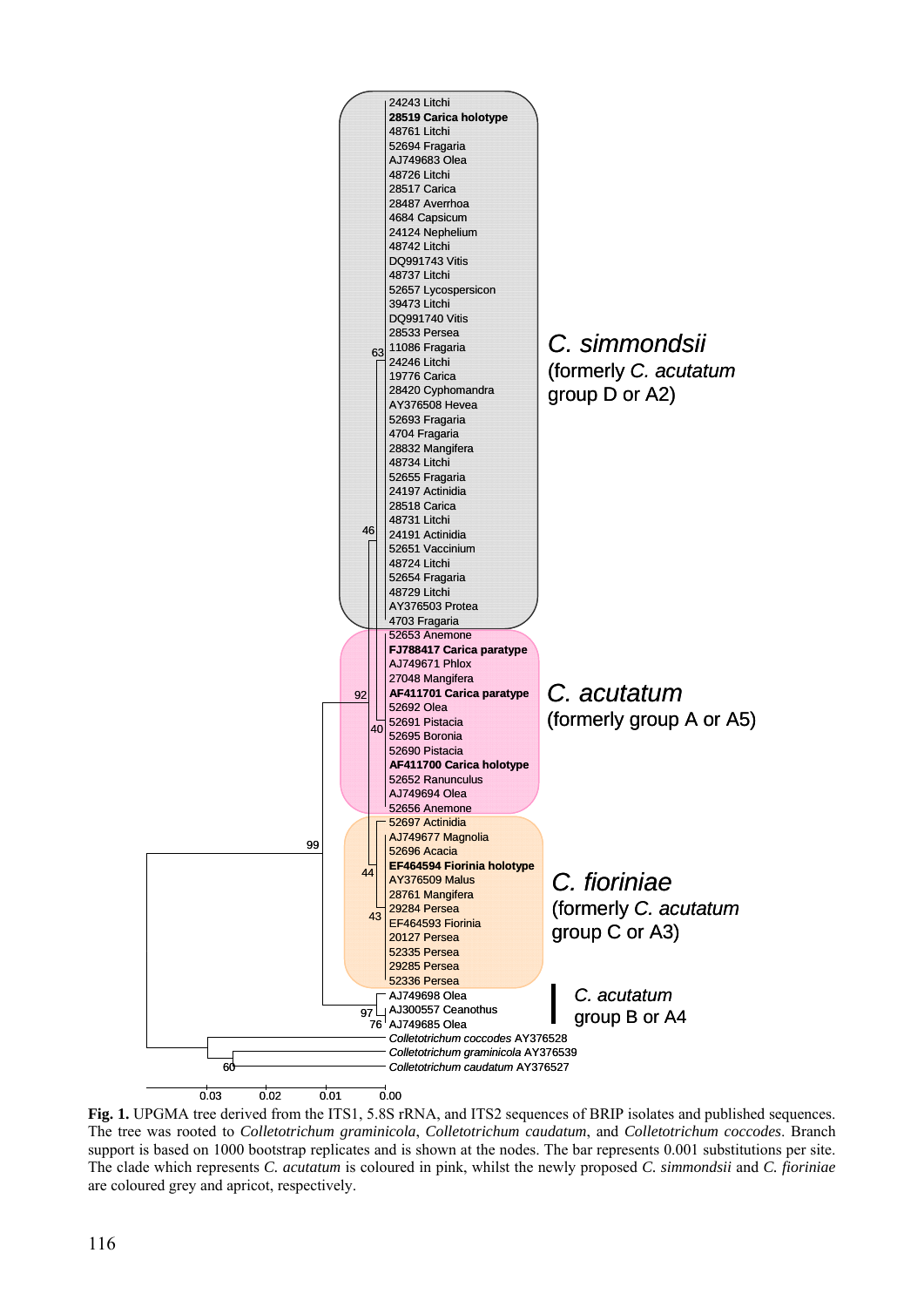**Fig. 1.** UPGMA tree derived from the ITS1, 5.8S rRNA, and ITS2 sequences of BRIP isolates and published sequences. The tree was rooted to *Colletotrichum graminicola*, *Colletotrichum caudatum*, and *Colletotrichum coccodes*. Branch support is based on 1000 bootstrap replicates and is shown at the nodes. The bar represents 0.001 substitutions per site. The clade which represents *C. acutatum* is coloured in pink, whilst the newly proposed *C. simmondsii* and *C. fioriniae* are coloured grey and apricot, respectively.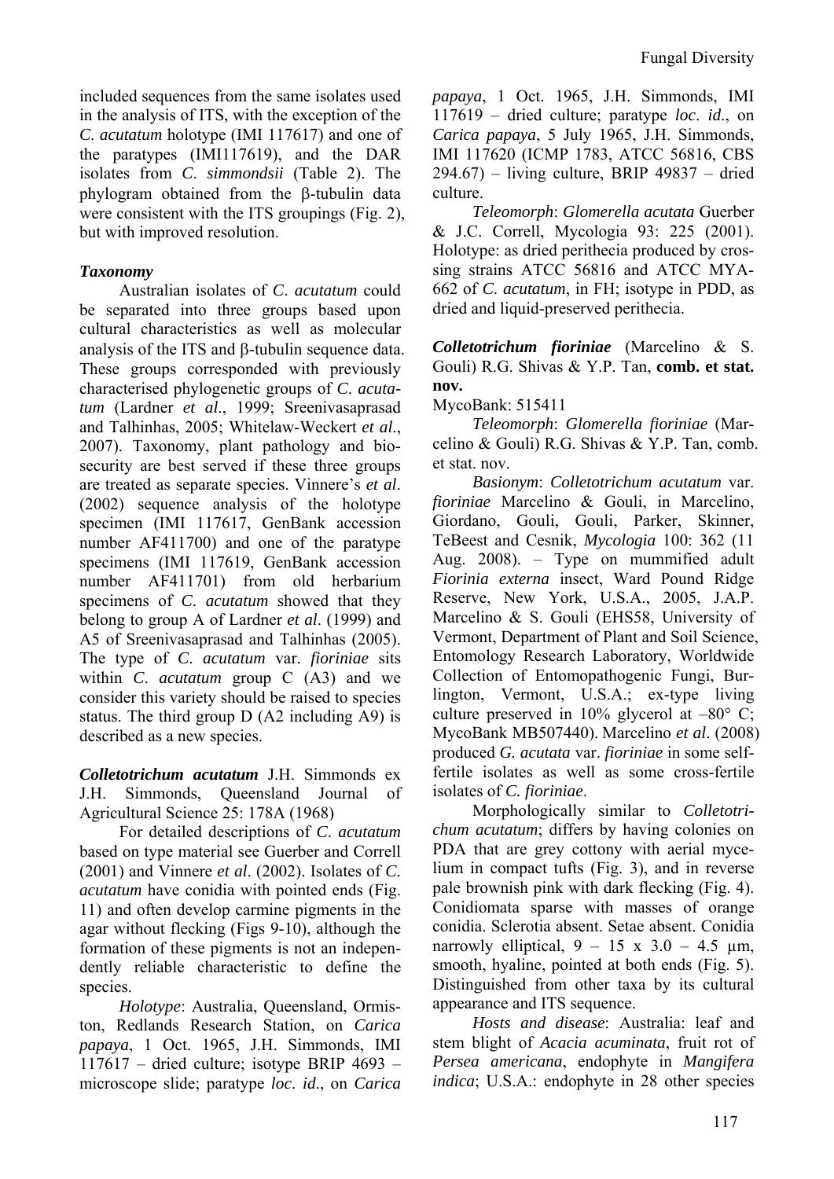included sequences from the same isolates used in the analysis of ITS, with the exception of the *C. acutatum* holotype (IMI 117617) and one of the paratypes (IMI117619), and the DAR isolates from *C. simmondsii* (Table 2). The phylogram obtained from the β-tubulin data were consistent with the ITS groupings (Fig. 2), but with improved resolution.

### *Taxonomy*

Australian isolates of *C. acutatum* could be separated into three groups based upon cultural characteristics as well as molecular analysis of the ITS and β-tubulin sequence data. These groups corresponded with previously characterised phylogenetic groups of *C. acutatum* (Lardner *et al*., 1999; Sreenivasaprasad and Talhinhas, 2005; Whitelaw-Weckert *et al*., 2007). Taxonomy, plant pathology and biosecurity are best served if these three groups are treated as separate species. Vinnere's *et al*. (2002) sequence analysis of the holotype specimen (IMI 117617, GenBank accession number AF411700) and one of the paratype specimens (IMI 117619, GenBank accession number AF411701) from old herbarium specimens of *C. acutatum* showed that they belong to group A of Lardner *et al*. (1999) and A5 of Sreenivasaprasad and Talhinhas (2005). The type of *C. acutatum* var. *fioriniae* sits within *C. acutatum* group C (A3) and we consider this variety should be raised to species status. The third group D (A2 including A9) is described as a new species.

***Colletotrichum acutatum*** J.H. Simmonds ex J.H. Simmonds, Queensland Journal of Agricultural Science 25: 178A (1968)

For detailed descriptions of *C. acutatum* based on type material see Guerber and Correll (2001) and Vinnere *et al*. (2002). Isolates of *C. acutatum* have conidia with pointed ends (Fig. 11) and often develop carmine pigments in the agar without flecking (Figs 9-10), although the formation of these pigments is not an independently reliable characteristic to define the species.

*Holotype*: Australia, Queensland, Ormiston, Redlands Research Station, on *Carica papaya*, 1 Oct. 1965, J.H. Simmonds, IMI 117617 – dried culture; isotype BRIP 4693 – microscope slide; paratype *loc*. *id*., on *Carica papaya*, 1 Oct. 1965, J.H. Simmonds, IMI 117619 – dried culture; paratype *loc*. *id*., on *Carica papaya*, 5 July 1965, J.H. Simmonds, IMI 117620 (ICMP 1783, ATCC 56816, CBS 294.67) – living culture, BRIP 49837 – dried culture.

*Teleomorph*: *Glomerella acutata* Guerber & J.C. Correll, Mycologia 93: 225 (2001). Holotype: as dried perithecia produced by crossing strains ATCC 56816 and ATCC MYA-662 of *C. acutatum*, in FH; isotype in PDD, as dried and liquid-preserved perithecia.

***Colletotrichum fioriniae*** (Marcelino & S. Gouli) R.G. Shivas & Y.P. Tan, **comb. et stat. nov.**

MycoBank: 515411

*Teleomorph*: *Glomerella fioriniae* (Marcelino & Gouli) R.G. Shivas & Y.P. Tan, comb. et stat. nov.

*Basionym*: *Colletotrichum acutatum* var. *fioriniae* Marcelino & Gouli, in Marcelino, Giordano, Gouli, Gouli, Parker, Skinner, TeBeest and Cesnik, *Mycologia* 100: 362 (11 Aug. 2008). – Type on mummified adult *Fiorinia externa* insect, Ward Pound Ridge Reserve, New York, U.S.A., 2005, J.A.P. Marcelino & S. Gouli (EHS58, University of Vermont, Department of Plant and Soil Science, Entomology Research Laboratory, Worldwide Collection of Entomopathogenic Fungi, Burlington, Vermont, U.S.A.; ex-type living culture preserved in 10% glycerol at –80° C; MycoBank MB507440). Marcelino *et al*. (2008) produced *G. acutata* var. *fioriniae* in some self-fertile isolates as well as some cross-fertile isolates of *C. fioriniae*.

Morphologically similar to *Colletotrichum acutatum*; differs by having colonies on PDA that are grey cottony with aerial mycelium in compact tufts (Fig. 3), and in reverse pale brownish pink with dark flecking (Fig. 4). Conidiomata sparse with masses of orange conidia. Sclerotia absent. Setae absent. Conidia narrowly elliptical, 9 – 15 x 3.0 – 4.5 µm, smooth, hyaline, pointed at both ends (Fig. 5). Distinguished from other taxa by its cultural appearance and ITS sequence.

*Hosts and disease*: Australia: leaf and stem blight of *Acacia acuminata*, fruit rot of *Persea americana*, endophyte in *Mangifera indica*; U.S.A.: endophyte in 28 other species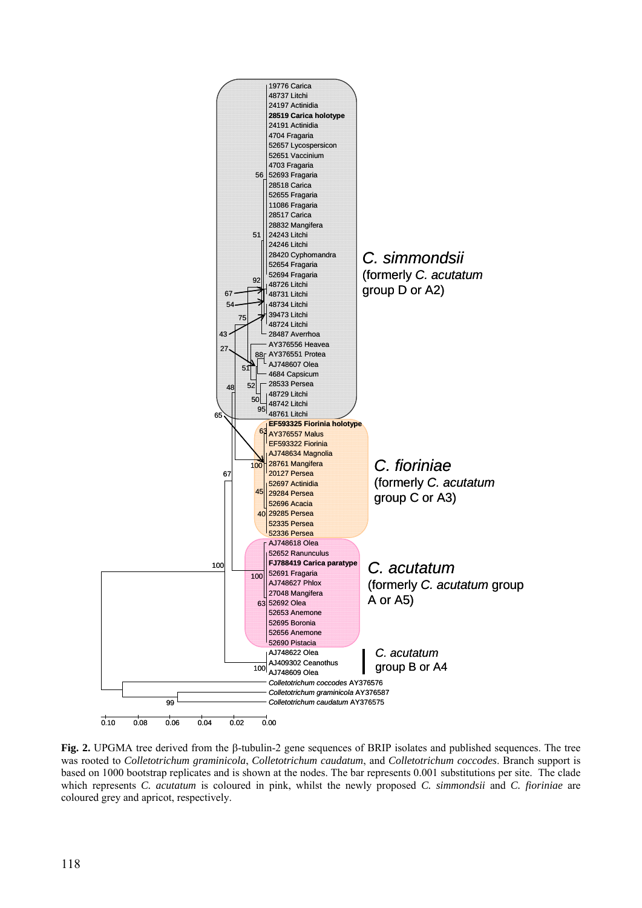**Fig. 2.** UPGMA tree derived from the β-tubulin-2 gene sequences of BRIP isolates and published sequences. The tree was rooted to *Colletotrichum graminicola*, *Colletotrichum caudatum*, and *Colletotrichum coccodes*. Branch support is based on 1000 bootstrap replicates and is shown at the nodes. The bar represents 0.001 substitutions per site. The clade which represents *C. acutatum* is coloured in pink, whilst the newly proposed *C. simmondsii* and *C. fioriniae* are coloured grey and apricot, respectively.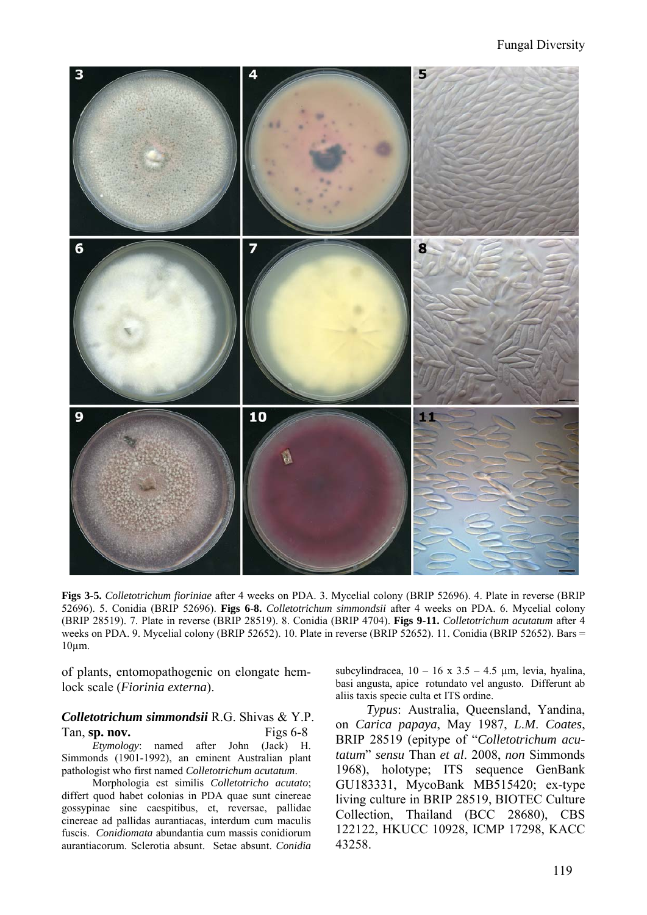**Figs 3-5.** *Colletotrichum fioriniae* after 4 weeks on PDA. 3. Mycelial colony (BRIP 52696). 4. Plate in reverse (BRIP 52696). 5. Conidia (BRIP 52696). **Figs 6-8.** *Colletotrichum simmondsii* after 4 weeks on PDA. 6. Mycelial colony (BRIP 28519). 7. Plate in reverse (BRIP 28519). 8. Conidia (BRIP 4704). **Figs 9-11.** *Colletotrichum acutatum* after 4 weeks on PDA. 9. Mycelial colony (BRIP 52652). 10. Plate in reverse (BRIP 52652). 11. Conidia (BRIP 52652). Bars = 10µm.

of plants, entomopathogenic on elongate hemlock scale (*Fiorinia externa*).

### *Colletotrichum simmondsii* R.G. Shivas & Y.P. Tan, **sp. nov.** Figs 6-8

*Etymology*: named after John (Jack) H. Simmonds (1901-1992), an eminent Australian plant pathologist who first named *Colletotrichum acutatum*.

Morphologia est similis *Colletotricho acutato*; differt quod habet colonias in PDA quae sunt cinereae gossypinae sine caespitibus, et, reversae, pallidae cinereae ad pallidas aurantiacas, interdum cum maculis fuscis. *Conidiomata* abundantia cum massis conidiorum aurantiacorum. Sclerotia absunt. Setae absunt. *Conidia* subcylindracea, 10 – 16 x 3.5 – 4.5 µm, levia, hyalina, basi angusta, apice rotundato vel angusto. Differunt ab aliis taxis specie culta et ITS ordine.

*Typus*: Australia, Queensland, Yandina, on *Carica papaya*, May 1987, *L.M. Coates*, BRIP 28519 (epitype of "*Colletotrichum acutatum*" *sensu* Than *et al*. 2008, *non* Simmonds 1968), holotype; ITS sequence GenBank GU183331, MycoBank MB515420; ex-type living culture in BRIP 28519, BIOTEC Culture Collection, Thailand (BCC 28680), CBS 122122, HKUCC 10928, ICMP 17298, KACC 43258.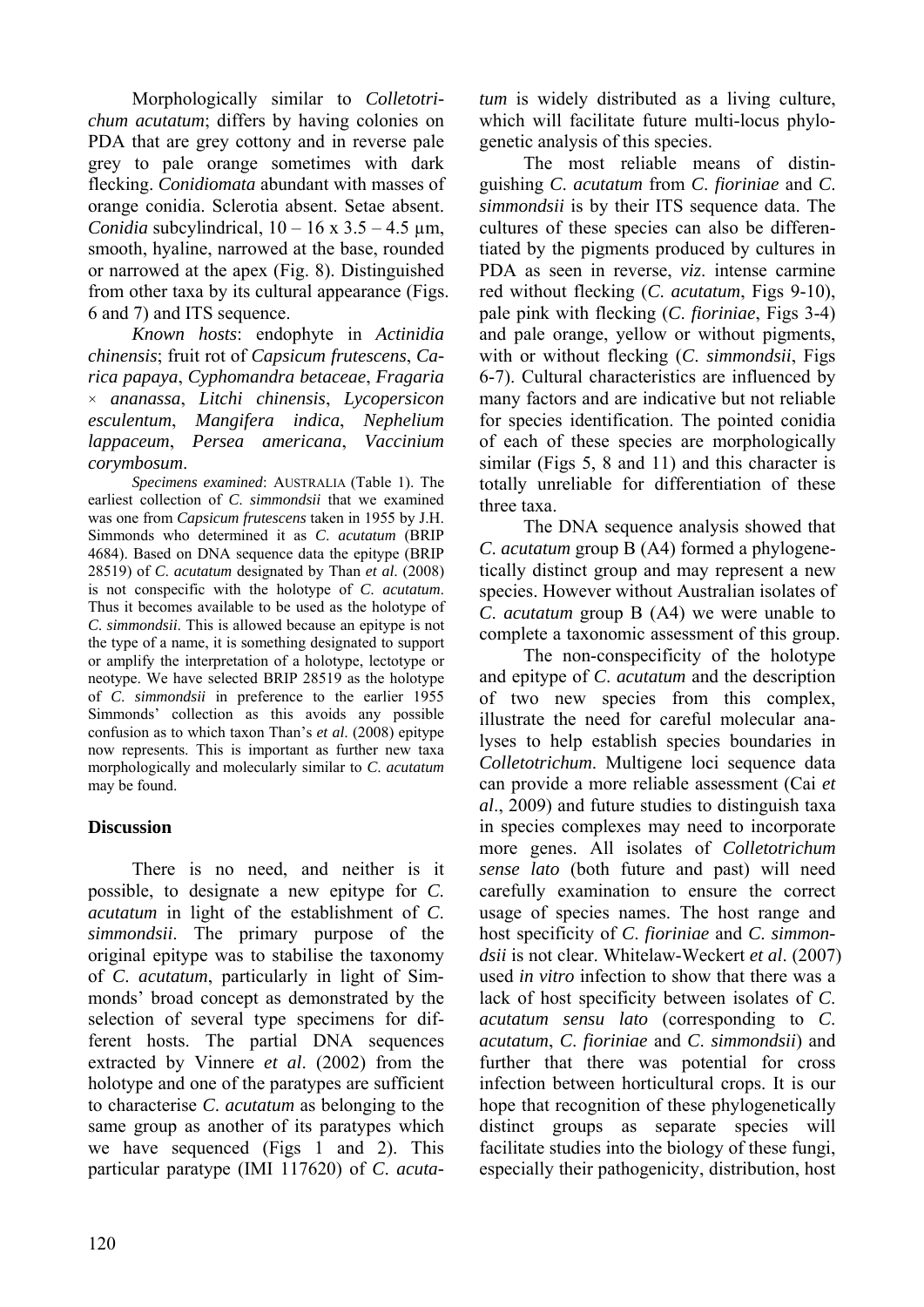Morphologically similar to *Colletotrichum acutatum*; differs by having colonies on PDA that are grey cottony and in reverse pale grey to pale orange sometimes with dark flecking. *Conidiomata* abundant with masses of orange conidia. Sclerotia absent. Setae absent. *Conidia* subcylindrical, 10 – 16 x 3.5 – 4.5 µm, smooth, hyaline, narrowed at the base, rounded or narrowed at the apex (Fig. 8). Distinguished from other taxa by its cultural appearance (Figs. 6 and 7) and ITS sequence.

*Known hosts*: endophyte in *Actinidia chinensis*; fruit rot of *Capsicum frutescens*, *Carica papaya*, *Cyphomandra betaceae*, *Fragaria* × *ananassa*, *Litchi chinensis*, *Lycopersicon esculentum*, *Mangifera indica*, *Nephelium lappaceum*, *Persea americana*, *Vaccinium corymbosum*.

*Specimens examined*: AUSTRALIA (Table 1). The earliest collection of *C. simmondsii* that we examined was one from *Capsicum frutescens* taken in 1955 by J.H. Simmonds who determined it as *C. acutatum* (BRIP 4684). Based on DNA sequence data the epitype (BRIP 28519) of *C. acutatum* designated by Than *et al*. (2008) is not conspecific with the holotype of *C. acutatum*. Thus it becomes available to be used as the holotype of *C. simmondsii*. This is allowed because an epitype is not the type of a name, it is something designated to support or amplify the interpretation of a holotype, lectotype or neotype. We have selected BRIP 28519 as the holotype of *C. simmondsii* in preference to the earlier 1955 Simmonds' collection as this avoids any possible confusion as to which taxon Than's *et al*. (2008) epitype now represents. This is important as further new taxa morphologically and molecularly similar to *C. acutatum* may be found.

## Discussion

There is no need, and neither is it possible, to designate a new epitype for *C. acutatum* in light of the establishment of *C. simmondsii*. The primary purpose of the original epitype was to stabilise the taxonomy of *C. acutatum*, particularly in light of Simmonds' broad concept as demonstrated by the selection of several type specimens for different hosts. The partial DNA sequences extracted by Vinnere *et al*. (2002) from the holotype and one of the paratypes are sufficient to characterise *C. acutatum* as belonging to the same group as another of its paratypes which we have sequenced (Figs 1 and 2). This particular paratype (IMI 117620) of *C. acutatum* is widely distributed as a living culture, which will facilitate future multi-locus phylogenetic analysis of this species.

The most reliable means of distinguishing *C. acutatum* from *C. fioriniae* and *C. simmondsii* is by their ITS sequence data. The cultures of these species can also be differentiated by the pigments produced by cultures in PDA as seen in reverse, *viz*. intense carmine red without flecking (*C. acutatum*, Figs 9-10), pale pink with flecking (*C. fioriniae*, Figs 3-4) and pale orange, yellow or without pigments, with or without flecking (*C. simmondsii*, Figs 6-7). Cultural characteristics are influenced by many factors and are indicative but not reliable for species identification. The pointed conidia of each of these species are morphologically similar (Figs 5, 8 and 11) and this character is totally unreliable for differentiation of these three taxa.

The DNA sequence analysis showed that *C. acutatum* group B (A4) formed a phylogenetically distinct group and may represent a new species. However without Australian isolates of *C. acutatum* group B (A4) we were unable to complete a taxonomic assessment of this group.

The non-conspecificity of the holotype and epitype of *C. acutatum* and the description of two new species from this complex, illustrate the need for careful molecular analyses to help establish species boundaries in *Colletotrichum*. Multigene loci sequence data can provide a more reliable assessment (Cai *et al*., 2009) and future studies to distinguish taxa in species complexes may need to incorporate more genes. All isolates of *Colletotrichum sense lato* (both future and past) will need carefully examination to ensure the correct usage of species names. The host range and host specificity of *C. fioriniae* and *C. simmondsii* is not clear. Whitelaw-Weckert *et al*. (2007) used *in vitro* infection to show that there was a lack of host specificity between isolates of *C. acutatum sensu lato* (corresponding to *C. acutatum*, *C. fioriniae* and *C. simmondsii*) and further that there was potential for cross infection between horticultural crops. It is our hope that recognition of these phylogenetically distinct groups as separate species will facilitate studies into the biology of these fungi, especially their pathogenicity, distribution, host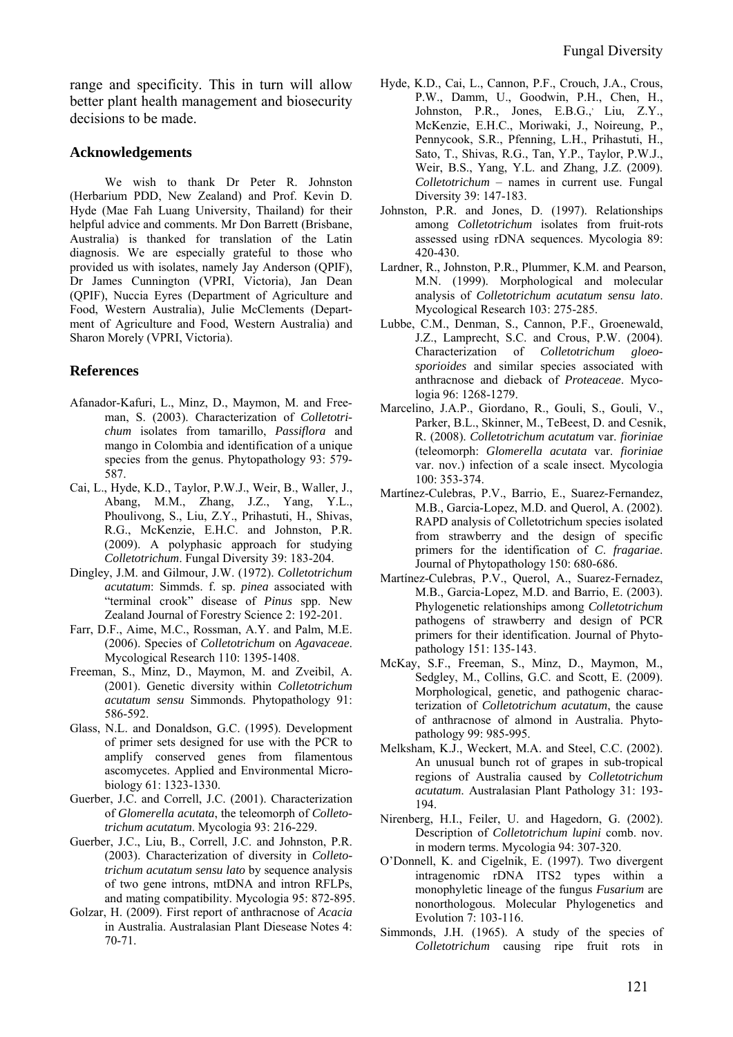range and specificity. This in turn will allow better plant health management and biosecurity decisions to be made.

## Acknowledgements

We wish to thank Dr Peter R. Johnston (Herbarium PDD, New Zealand) and Prof. Kevin D. Hyde (Mae Fah Luang University, Thailand) for their helpful advice and comments. Mr Don Barrett (Brisbane, Australia) is thanked for translation of the Latin diagnosis. We are especially grateful to those who provided us with isolates, namely Jay Anderson (QPIF), Dr James Cunnington (VPRI, Victoria), Jan Dean (QPIF), Nuccia Eyres (Department of Agriculture and Food, Western Australia), Julie McClements (Department of Agriculture and Food, Western Australia) and Sharon Morely (VPRI, Victoria).

## References

Afanador-Kafuri, L., Minz, D., Maymon, M. and Freeman, S. (2003). Characterization of *Colletotrichum* isolates from tamarillo, *Passiflora* and mango in Colombia and identification of a unique species from the genus. Phytopathology 93: 579-587.

Cai, L., Hyde, K.D., Taylor, P.W.J., Weir, B., Waller, J., Abang, M.M., Zhang, J.Z., Yang, Y.L., Phoulivong, S., Liu, Z.Y., Prihastuti, H., Shivas, R.G., McKenzie, E.H.C. and Johnston, P.R. (2009). A polyphasic approach for studying *Colletotrichum*. Fungal Diversity 39: 183-204.

Dingley, J.M. and Gilmour, J.W. (1972). *Colletotrichum acutatum*: Simmds. f. sp. *pinea* associated with "terminal crook" disease of *Pinus* spp. New Zealand Journal of Forestry Science 2: 192-201.

Farr, D.F., Aime, M.C., Rossman, A.Y. and Palm, M.E. (2006). Species of *Colletotrichum* on *Agavaceae*. Mycological Research 110: 1395-1408.

Freeman, S., Minz, D., Maymon, M. and Zveibil, A. (2001). Genetic diversity within *Colletotrichum acutatum sensu* Simmonds. Phytopathology 91: 586-592.

Glass, N.L. and Donaldson, G.C. (1995). Development of primer sets designed for use with the PCR to amplify conserved genes from filamentous ascomycetes. Applied and Environmental Microbiology 61: 1323-1330.

Guerber, J.C. and Correll, J.C. (2001). Characterization of *Glomerella acutata*, the teleomorph of *Colletotrichum acutatum*. Mycologia 93: 216-229.

Guerber, J.C., Liu, B., Correll, J.C. and Johnston, P.R. (2003). Characterization of diversity in *Colletotrichum acutatum sensu lato* by sequence analysis of two gene introns, mtDNA and intron RFLPs, and mating compatibility. Mycologia 95: 872-895.

Golzar, H. (2009). First report of anthracnose of *Acacia* in Australia. Australasian Plant Diesease Notes 4: 70-71.

Hyde, K.D., Cai, L., Cannon, P.F., Crouch, J.A., Crous, P.W., Damm, U., Goodwin, P.H., Chen, H., Johnston, P.R., Jones, E.B.G., Liu, Z.Y., McKenzie, E.H.C., Moriwaki, J., Noireung, P., Pennycook, S.R., Pfenning, L.H., Prihastuti, H., Sato, T., Shivas, R.G., Tan, Y.P., Taylor, P.W.J., Weir, B.S., Yang, Y.L. and Zhang, J.Z. (2009). *Colletotrichum* – names in current use. Fungal Diversity 39: 147-183.

Johnston, P.R. and Jones, D. (1997). Relationships among *Colletotrichum* isolates from fruit-rots assessed using rDNA sequences. Mycologia 89: 420-430.

Lardner, R., Johnston, P.R., Plummer, K.M. and Pearson, M.N. (1999). Morphological and molecular analysis of *Colletotrichum acutatum sensu lato*. Mycological Research 103: 275-285.

Lubbe, C.M., Denman, S., Cannon, P.F., Groenewald, J.Z., Lamprecht, S.C. and Crous, P.W. (2004). Characterization of *Colletotrichum gloeosporioides* and similar species associated with anthracnose and dieback of *Proteaceae*. Mycologia 96: 1268-1279.

Marcelino, J.A.P., Giordano, R., Gouli, S., Gouli, V., Parker, B.L., Skinner, M., TeBeest, D. and Cesnik, R. (2008). *Colletotrichum acutatum* var. *fioriniae* (teleomorph: *Glomerella acutata* var. *fioriniae* var. nov.) infection of a scale insect. Mycologia 100: 353-374.

Martínez-Culebras, P.V., Barrio, E., Suarez-Fernandez, M.B., Garcia-Lopez, M.D. and Querol, A. (2002). RAPD analysis of Colletotrichum species isolated from strawberry and the design of specific primers for the identification of *C. fragariae*. Journal of Phytopathology 150: 680-686.

Martínez-Culebras, P.V., Querol, A., Suarez-Fernadez, M.B., Garcia-Lopez, M.D. and Barrio, E. (2003). Phylogenetic relationships among *Colletotrichum* pathogens of strawberry and design of PCR primers for their identification. Journal of Phytopathology 151: 135-143.

McKay, S.F., Freeman, S., Minz, D., Maymon, M., Sedgley, M., Collins, G.C. and Scott, E. (2009). Morphological, genetic, and pathogenic characterization of *Colletotrichum acutatum*, the cause of anthracnose of almond in Australia. Phytopathology 99: 985-995.

Melksham, K.J., Weckert, M.A. and Steel, C.C. (2002). An unusual bunch rot of grapes in sub-tropical regions of Australia caused by *Colletotrichum acutatum*. Australasian Plant Pathology 31: 193-194.

Nirenberg, H.I., Feiler, U. and Hagedorn, G. (2002). Description of *Colletotrichum lupini* comb. nov. in modern terms. Mycologia 94: 307-320.

O'Donnell, K. and Cigelnik, E. (1997). Two divergent intragenomic rDNA ITS2 types within a monophyletic lineage of the fungus *Fusarium* are nonorthologous. Molecular Phylogenetics and Evolution 7: 103-116.

Simmonds, J.H. (1965). A study of the species of *Colletotrichum* causing ripe fruit rots in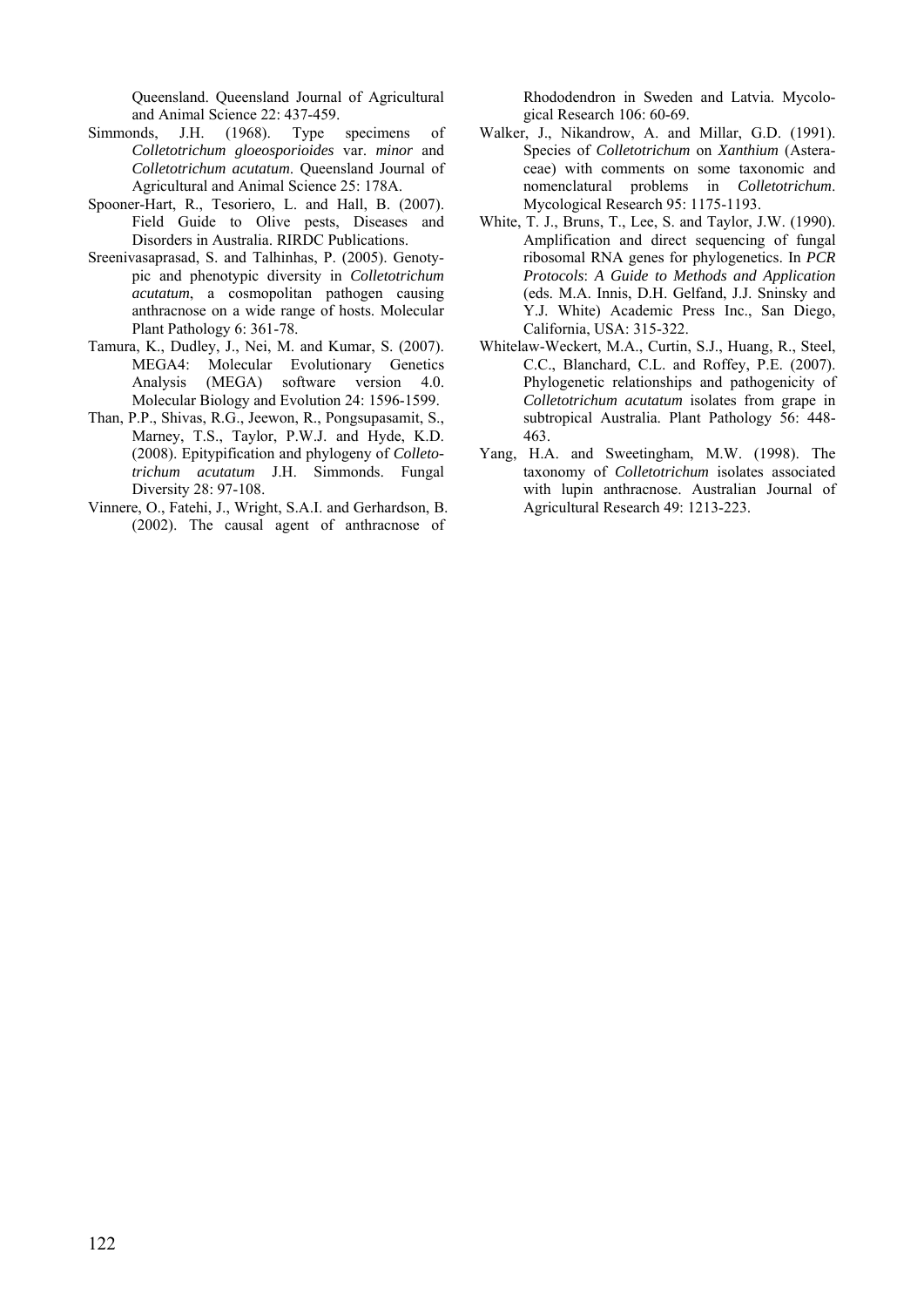Queensland. Queensland Journal of Agricultural and Animal Science 22: 437-459.

Simmonds, J.H. (1968). Type specimens of *Colletotrichum gloeosporioides* var. *minor* and *Colletotrichum acutatum*. Queensland Journal of Agricultural and Animal Science 25: 178A.

Spooner-Hart, R., Tesoriero, L. and Hall, B. (2007). Field Guide to Olive pests, Diseases and Disorders in Australia. RIRDC Publications.

Sreenivasaprasad, S. and Talhinhas, P. (2005). Genotypic and phenotypic diversity in *Colletotrichum acutatum*, a cosmopolitan pathogen causing anthracnose on a wide range of hosts. Molecular Plant Pathology 6: 361-78.

Tamura, K., Dudley, J., Nei, M. and Kumar, S. (2007). MEGA4: Molecular Evolutionary Genetics Analysis (MEGA) software version 4.0. Molecular Biology and Evolution 24: 1596-1599.

Than, P.P., Shivas, R.G., Jeewon, R., Pongsupasamit, S., Marney, T.S., Taylor, P.W.J. and Hyde, K.D. (2008). Epitypification and phylogeny of *Colletotrichum acutatum* J.H. Simmonds. Fungal Diversity 28: 97-108.

Vinnere, O., Fatehi, J., Wright, S.A.I. and Gerhardson, B. (2002). The causal agent of anthracnose of Rhododendron in Sweden and Latvia. Mycological Research 106: 60-69.

Walker, J., Nikandrow, A. and Millar, G.D. (1991). Species of *Colletotrichum* on *Xanthium* (Asteraceae) with comments on some taxonomic and nomenclatural problems in *Colletotrichum*. Mycological Research 95: 1175-1193.

White, T. J., Bruns, T., Lee, S. and Taylor, J.W. (1990). Amplification and direct sequencing of fungal ribosomal RNA genes for phylogenetics. In *PCR Protocols*: *A Guide to Methods and Application* (eds. M.A. Innis, D.H. Gelfand, J.J. Sninsky and Y.J. White) Academic Press Inc., San Diego, California, USA: 315-322.

Whitelaw-Weckert, M.A., Curtin, S.J., Huang, R., Steel, C.C., Blanchard, C.L. and Roffey, P.E. (2007). Phylogenetic relationships and pathogenicity of *Colletotrichum acutatum* isolates from grape in subtropical Australia. Plant Pathology 56: 448-463.

Yang, H.A. and Sweetingham, M.W. (1998). The taxonomy of *Colletotrichum* isolates associated with lupin anthracnose. Australian Journal of Agricultural Research 49: 1213-223.